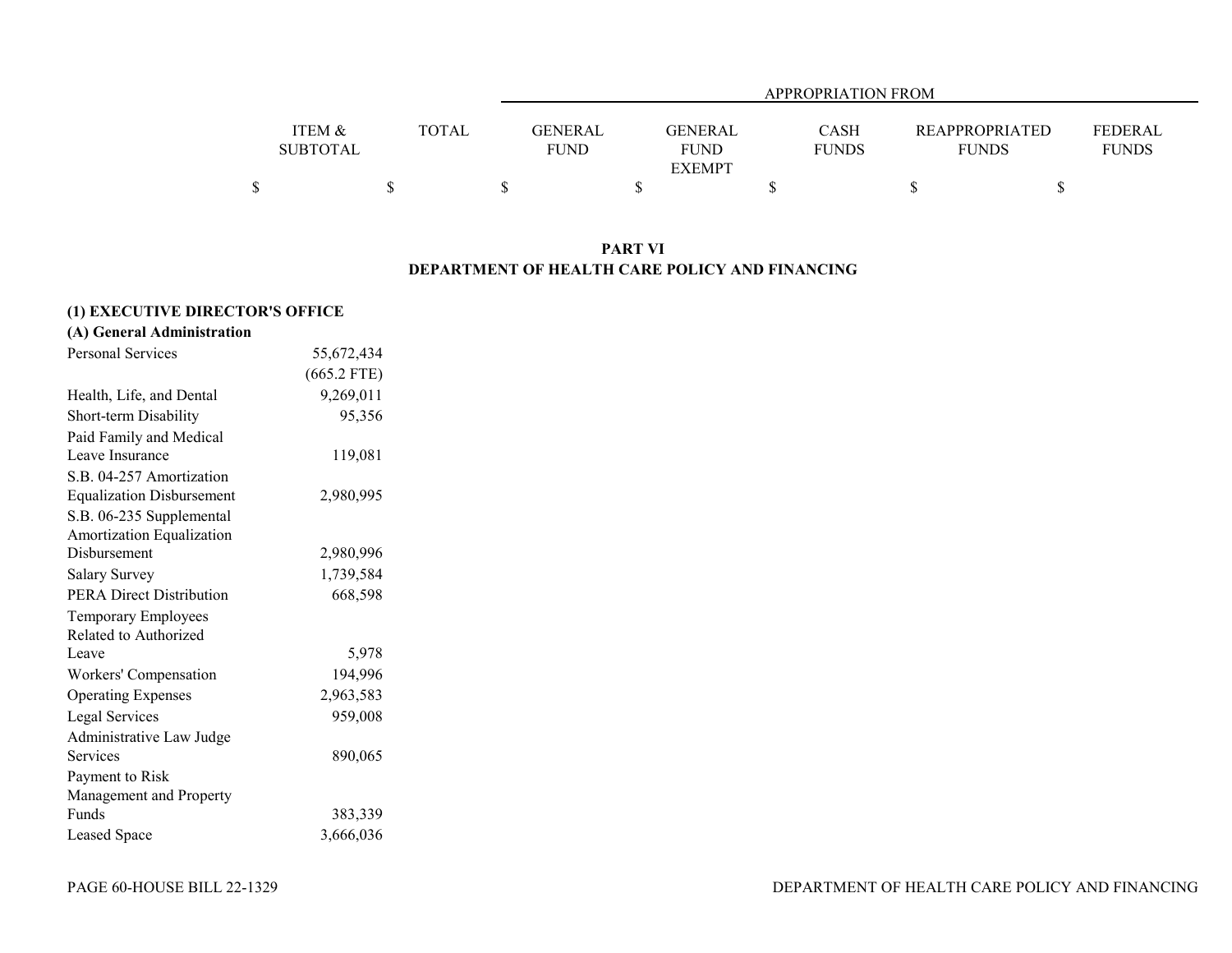| | ITEM & SUBTOTAL | TOTAL | GENERAL FUND | GENERAL FUND EXEMPT | CASH FUNDS | REAPPROPRIATED FUNDS | FEDERAL FUNDS |
|---|---|---|---|---|---|---|---|
| | | | APPROPRIATION FROM | | | | |
| | $ | $ | $ | $ | $ | $ | $ |

**PART VI**
**DEPARTMENT OF HEALTH CARE POLICY AND FINANCING**

**(1) EXECUTIVE DIRECTOR'S OFFICE**
**(A) General Administration**

| | ITEM & SUBTOTAL | TOTAL | GENERAL FUND | GENERAL FUND EXEMPT | CASH FUNDS | REAPPROPRIATED FUNDS | FEDERAL FUNDS |
|---|---|---|---|---|---|---|---|
| Personal Services | 55,672,434 | | | | | | |
| | (665.2 FTE) | | | | | | |
| Health, Life, and Dental | 9,269,011 | | | | | | |
| Short-term Disability | 95,356 | | | | | | |
| Paid Family and Medical Leave Insurance | 119,081 | | | | | | |
| S.B. 04-257 Amortization Equalization Disbursement | 2,980,995 | | | | | | |
| S.B. 06-235 Supplemental Amortization Equalization Disbursement | 2,980,996 | | | | | | |
| Salary Survey | 1,739,584 | | | | | | |
| PERA Direct Distribution | 668,598 | | | | | | |
| Temporary Employees Related to Authorized Leave | 5,978 | | | | | | |
| Workers' Compensation | 194,996 | | | | | | |
| Operating Expenses | 2,963,583 | | | | | | |
| Legal Services | 959,008 | | | | | | |
| Administrative Law Judge Services | 890,065 | | | | | | |
| Payment to Risk Management and Property Funds | 383,339 | | | | | | |
| Leased Space | 3,666,036 | | | | | | |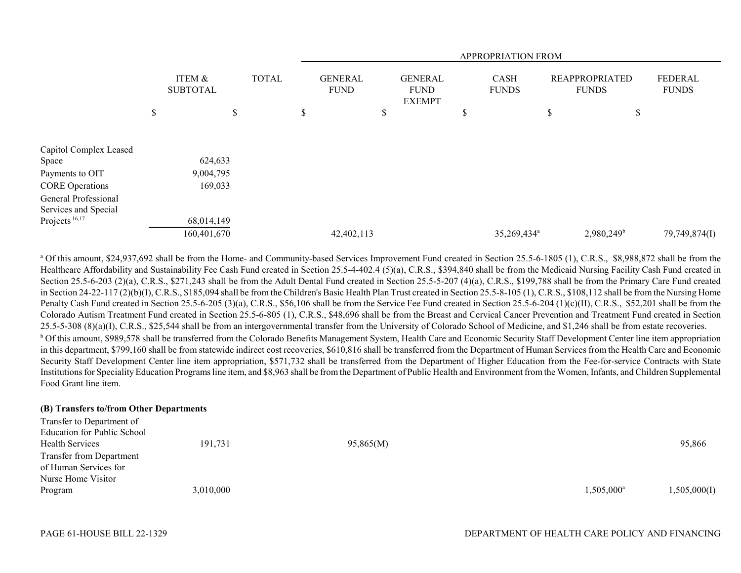| | ITEM & SUBTOTAL | TOTAL | APPROPRIATION FROM | | | | |
|---|---|---|---|---|---|---|---|
| | | | GENERAL FUND | GENERAL FUND EXEMPT | CASH FUNDS | REAPPROPRIATED FUNDS | FEDERAL FUNDS |
| | $ | $ | $ | $ | $ | $ | $ |
| Capitol Complex Leased Space | 624,633 | | | | | | |
| Payments to OIT | 9,004,795 | | | | | | |
| CORE Operations | 169,033 | | | | | | |
| General Professional Services and Special Projects [16,17] | 68,014,149 | | | | | | |
| | 160,401,670 | | 42,402,113 | | 35,269,434[a] | 2,980,249[b] | 79,749,874(I) |

[a] Of this amount, $24,937,692 shall be from the Home- and Community-based Services Improvement Fund created in Section 25.5-6-1805 (1), C.R.S., $8,988,872 shall be from the Healthcare Affordability and Sustainability Fee Cash Fund created in Section 25.5-4-402.4 (5)(a), C.R.S., $394,840 shall be from the Medicaid Nursing Facility Cash Fund created in Section 25.5-6-203 (2)(a), C.R.S., $271,243 shall be from the Adult Dental Fund created in Section 25.5-5-207 (4)(a), C.R.S., $199,788 shall be from the Primary Care Fund created in Section 24-22-117 (2)(b)(I), C.R.S., $185,094 shall be from the Children's Basic Health Plan Trust created in Section 25.5-8-105 (1), C.R.S., $108,112 shall be from the Nursing Home Penalty Cash Fund created in Section 25.5-6-205 (3)(a), C.R.S., $56,106 shall be from the Service Fee Fund created in Section 25.5-6-204 (1)(c)(II), C.R.S., $52,201 shall be from the Colorado Autism Treatment Fund created in Section 25.5-6-805 (1), C.R.S., $48,696 shall be from the Breast and Cervical Cancer Prevention and Treatment Fund created in Section 25.5-5-308 (8)(a)(I), C.R.S., $25,544 shall be from an intergovernmental transfer from the University of Colorado School of Medicine, and $1,246 shall be from estate recoveries.

[b] Of this amount, $989,578 shall be transferred from the Colorado Benefits Management System, Health Care and Economic Security Staff Development Center line item appropriation in this department, $799,160 shall be from statewide indirect cost recoveries, $610,816 shall be transferred from the Department of Human Services from the Health Care and Economic Security Staff Development Center line item appropriation, $571,732 shall be transferred from the Department of Higher Education from the Fee-for-service Contracts with State Institutions for Speciality Education Programs line item, and $8,963 shall be from the Department of Public Health and Environment from the Women, Infants, and Children Supplemental Food Grant line item.

**(B) Transfers to/from Other Departments**

| | ITEM & SUBTOTAL | TOTAL | GENERAL FUND | GENERAL FUND EXEMPT | CASH FUNDS | REAPPROPRIATED FUNDS | FEDERAL FUNDS |
|---|---|---|---|---|---|---|---|
| Transfer to Department of Education for Public School Health Services | 191,731 | | 95,865(M) | | | | 95,866 |
| Transfer from Department of Human Services for Nurse Home Visitor Program | 3,010,000 | | | | | 1,505,000[a] | 1,505,000(I) |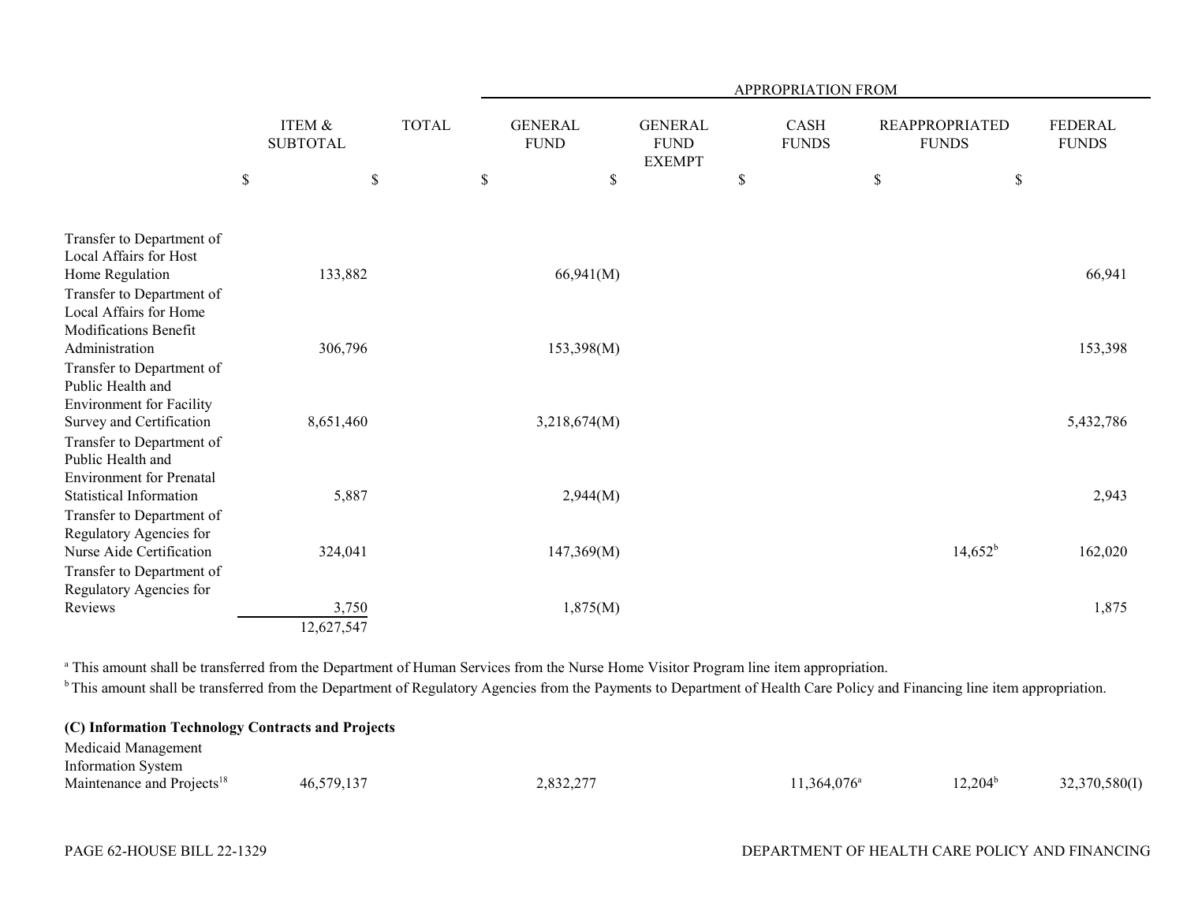| | ITEM & SUBTOTAL | TOTAL | APPROPRIATION FROM | | | | |
|---|---|---|---|---|---|---|---|
| | | | GENERAL FUND | GENERAL FUND EXEMPT | CASH FUNDS | REAPPROPRIATED FUNDS | FEDERAL FUNDS |
| | $ | $ | $ | $ | $ | $ | $ |
| Transfer to Department of Local Affairs for Host Home Regulation | 133,882 | | 66,941(M) | | | | 66,941 |
| Transfer to Department of Local Affairs for Home Modifications Benefit Administration | 306,796 | | 153,398(M) | | | | 153,398 |
| Transfer to Department of Public Health and Environment for Facility Survey and Certification | 8,651,460 | | 3,218,674(M) | | | | 5,432,786 |
| Transfer to Department of Public Health and Environment for Prenatal Statistical Information | 5,887 | | 2,944(M) | | | | 2,943 |
| Transfer to Department of Regulatory Agencies for Nurse Aide Certification | 324,041 | | 147,369(M) | | | 14,652[b] | 162,020 |
| Transfer to Department of Regulatory Agencies for Reviews | 3,750 | | 1,875(M) | | | | 1,875 |
| | 12,627,547 | | | | | | |

[a] This amount shall be transferred from the Department of Human Services from the Nurse Home Visitor Program line item appropriation.

[b] This amount shall be transferred from the Department of Regulatory Agencies from the Payments to Department of Health Care Policy and Financing line item appropriation.

**(C) Information Technology Contracts and Projects**

| | ITEM & SUBTOTAL | TOTAL | GENERAL FUND | GENERAL FUND EXEMPT | CASH FUNDS | REAPPROPRIATED FUNDS | FEDERAL FUNDS |
|---|---|---|---|---|---|---|---|
| Medicaid Management Information System Maintenance and Projects[18] | 46,579,137 | | 2,832,277 | | 11,364,076[a] | 12,204[b] | 32,370,580(I) |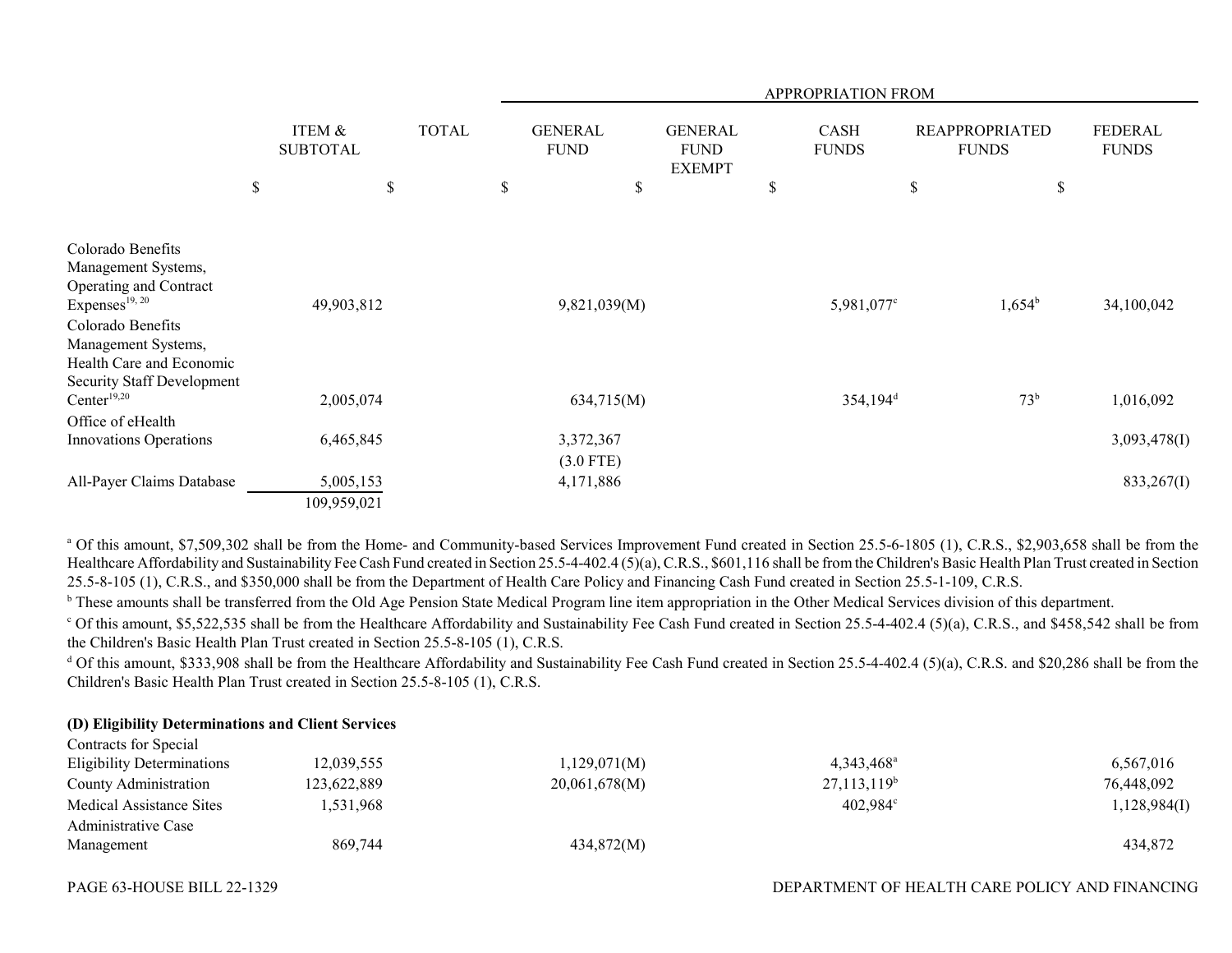| | ITEM & SUBTOTAL | TOTAL | APPROPRIATION FROM | | | | |
|---|---|---|---|---|---|---|---|
| | | | GENERAL FUND | GENERAL FUND EXEMPT | CASH FUNDS | REAPPROPRIATED FUNDS | FEDERAL FUNDS |
| | $ | $ | $ | $ | $ | $ | $ |
| Colorado Benefits Management Systems, Operating and Contract Expenses[19, 20] | 49,903,812 | | 9,821,039(M) | | 5,981,077[c] | 1,654[b] | 34,100,042 |
| Colorado Benefits Management Systems, Health Care and Economic Security Staff Development Center[19,20] | 2,005,074 | | 634,715(M) | | 354,194[d] | 73[b] | 1,016,092 |
| Office of eHealth Innovations Operations | 6,465,845 | | 3,372,367 (3.0 FTE) | | | | 3,093,478(I) |
| All-Payer Claims Database | 5,005,153 | | 4,171,886 | | | | 833,267(I) |
| | 109,959,021 | | | | | | |

[a] Of this amount, $7,509,302 shall be from the Home- and Community-based Services Improvement Fund created in Section 25.5-6-1805 (1), C.R.S., $2,903,658 shall be from the Healthcare Affordability and Sustainability Fee Cash Fund created in Section 25.5-4-402.4 (5)(a), C.R.S., $601,116 shall be from the Children's Basic Health Plan Trust created in Section 25.5-8-105 (1), C.R.S., and $350,000 shall be from the Department of Health Care Policy and Financing Cash Fund created in Section 25.5-1-109, C.R.S.

[b] These amounts shall be transferred from the Old Age Pension State Medical Program line item appropriation in the Other Medical Services division of this department.

[c] Of this amount, $5,522,535 shall be from the Healthcare Affordability and Sustainability Fee Cash Fund created in Section 25.5-4-402.4 (5)(a), C.R.S., and $458,542 shall be from the Children's Basic Health Plan Trust created in Section 25.5-8-105 (1), C.R.S.

[d] Of this amount, $333,908 shall be from the Healthcare Affordability and Sustainability Fee Cash Fund created in Section 25.5-4-402.4 (5)(a), C.R.S. and $20,286 shall be from the Children's Basic Health Plan Trust created in Section 25.5-8-105 (1), C.R.S.

**(D) Eligibility Determinations and Client Services**

| | ITEM & SUBTOTAL | TOTAL | GENERAL FUND | GENERAL FUND EXEMPT | CASH FUNDS | REAPPROPRIATED FUNDS | FEDERAL FUNDS |
|---|---|---|---|---|---|---|---|
| Contracts for Special Eligibility Determinations | 12,039,555 | | 1,129,071(M) | | 4,343,468[a] | | 6,567,016 |
| County Administration | 123,622,889 | | 20,061,678(M) | | 27,113,119[b] | | 76,448,092 |
| Medical Assistance Sites | 1,531,968 | | | | 402,984[c] | | 1,128,984(I) |
| Administrative Case Management | 869,744 | | 434,872(M) | | | | 434,872 |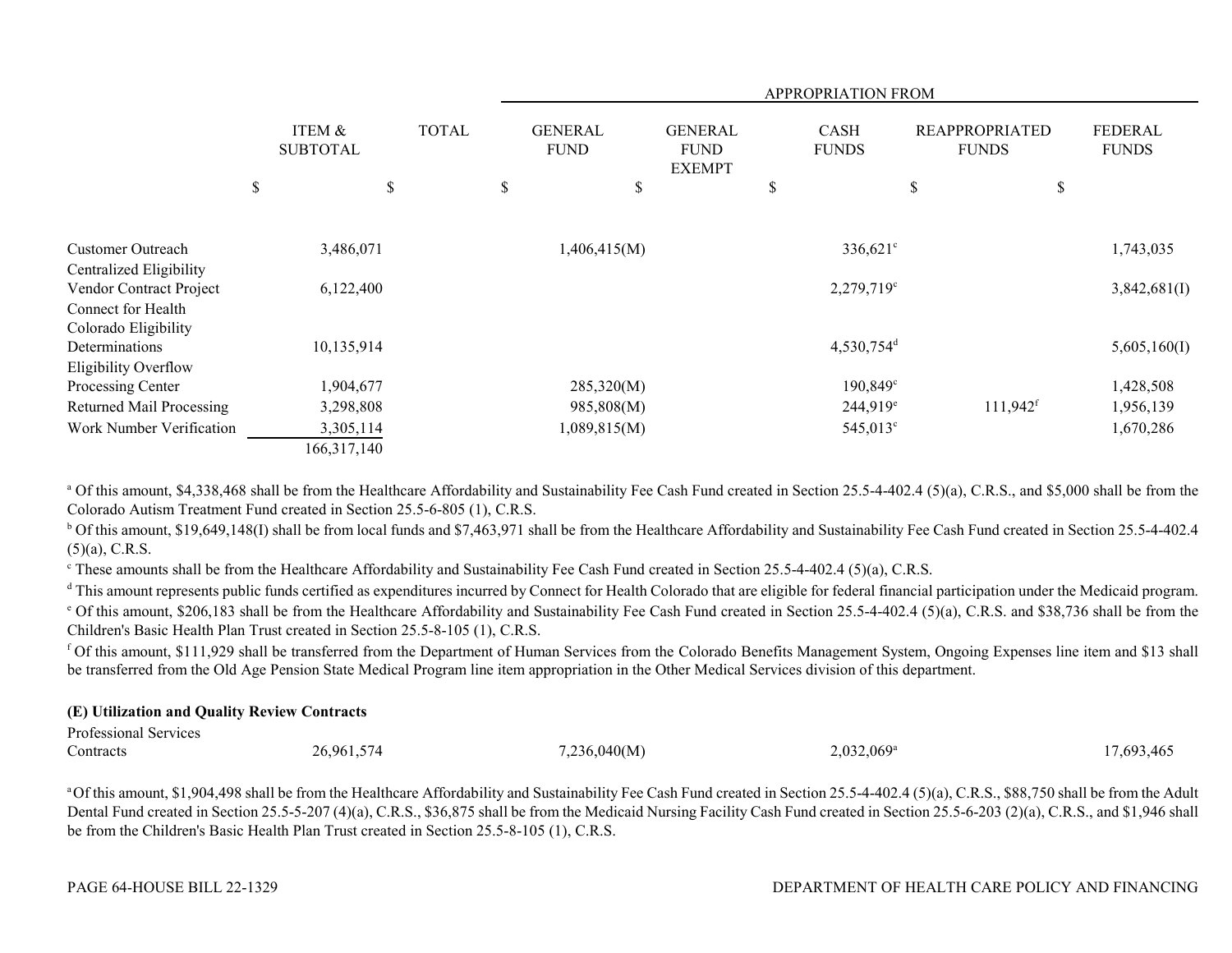| | ITEM & SUBTOTAL | TOTAL | APPROPRIATION FROM | | | | |
|---|---|---|---|---|---|---|---|
| | | | GENERAL FUND | GENERAL FUND EXEMPT | CASH FUNDS | REAPPROPRIATED FUNDS | FEDERAL FUNDS |
| | $ | $ | $ | $ | $ | $ | $ |
| Customer Outreach | 3,486,071 | | 1,406,415(M) | | 336,621[c] | | 1,743,035 |
| Centralized Eligibility Vendor Contract Project | 6,122,400 | | | | 2,279,719[c] | | 3,842,681(I) |
| Connect for Health Colorado Eligibility Determinations | 10,135,914 | | | | 4,530,754[d] | | 5,605,160(I) |
| Eligibility Overflow Processing Center | 1,904,677 | | 285,320(M) | | 190,849[c] | | 1,428,508 |
| Returned Mail Processing | 3,298,808 | | 985,808(M) | | 244,919[e] | 111,942[f] | 1,956,139 |
| Work Number Verification | 3,305,114 | | 1,089,815(M) | | 545,013[c] | | 1,670,286 |
| | 166,317,140 | | | | | | |

[a] Of this amount, $4,338,468 shall be from the Healthcare Affordability and Sustainability Fee Cash Fund created in Section 25.5-4-402.4 (5)(a), C.R.S., and $5,000 shall be from the Colorado Autism Treatment Fund created in Section 25.5-6-805 (1), C.R.S.

[b] Of this amount, $19,649,148(I) shall be from local funds and $7,463,971 shall be from the Healthcare Affordability and Sustainability Fee Cash Fund created in Section 25.5-4-402.4 (5)(a), C.R.S.

[c] These amounts shall be from the Healthcare Affordability and Sustainability Fee Cash Fund created in Section 25.5-4-402.4 (5)(a), C.R.S.

[d] This amount represents public funds certified as expenditures incurred by Connect for Health Colorado that are eligible for federal financial participation under the Medicaid program.

[e] Of this amount, $206,183 shall be from the Healthcare Affordability and Sustainability Fee Cash Fund created in Section 25.5-4-402.4 (5)(a), C.R.S. and $38,736 shall be from the Children's Basic Health Plan Trust created in Section 25.5-8-105 (1), C.R.S.

[f] Of this amount, $111,929 shall be transferred from the Department of Human Services from the Colorado Benefits Management System, Ongoing Expenses line item and $13 shall be transferred from the Old Age Pension State Medical Program line item appropriation in the Other Medical Services division of this department.

**(E) Utilization and Quality Review Contracts**

| | ITEM & SUBTOTAL | TOTAL | GENERAL FUND | GENERAL FUND EXEMPT | CASH FUNDS | REAPPROPRIATED FUNDS | FEDERAL FUNDS |
|---|---|---|---|---|---|---|---|
| Professional Services Contracts | 26,961,574 | | 7,236,040(M) | | 2,032,069[a] | | 17,693,465 |

[a] Of this amount, $1,904,498 shall be from the Healthcare Affordability and Sustainability Fee Cash Fund created in Section 25.5-4-402.4 (5)(a), C.R.S., $88,750 shall be from the Adult Dental Fund created in Section 25.5-5-207 (4)(a), C.R.S., $36,875 shall be from the Medicaid Nursing Facility Cash Fund created in Section 25.5-6-203 (2)(a), C.R.S., and $1,946 shall be from the Children's Basic Health Plan Trust created in Section 25.5-8-105 (1), C.R.S.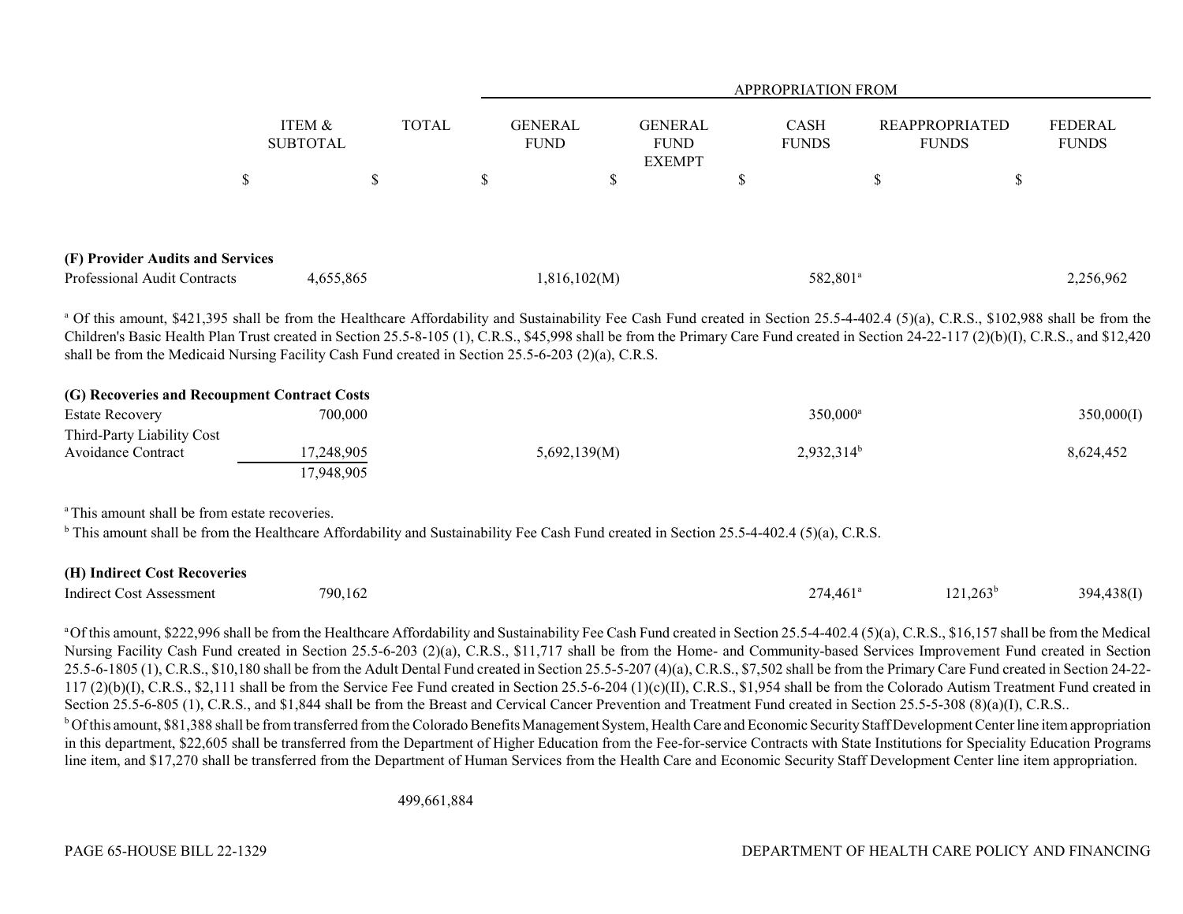| | ITEM & SUBTOTAL | TOTAL | GENERAL FUND | GENERAL FUND EXEMPT | CASH FUNDS | REAPPROPRIATED FUNDS | FEDERAL FUNDS |
|---|---|---|---|---|---|---|---|
| | | | APPROPRIATION FROM | | | | |
| | $ | $ | $ | $ | $ | $ | $ |
| **(F) Provider Audits and Services** | | | | | | | |
| Professional Audit Contracts | 4,655,865 | | 1,816,102(M) | | 582,801[a] | | 2,256,962 |

[a] Of this amount, $421,395 shall be from the Healthcare Affordability and Sustainability Fee Cash Fund created in Section 25.5-4-402.4 (5)(a), C.R.S., $102,988 shall be from the Children's Basic Health Plan Trust created in Section 25.5-8-105 (1), C.R.S., $45,998 shall be from the Primary Care Fund created in Section 24-22-117 (2)(b)(I), C.R.S., and $12,420 shall be from the Medicaid Nursing Facility Cash Fund created in Section 25.5-6-203 (2)(a), C.R.S.

| | ITEM & SUBTOTAL | TOTAL | GENERAL FUND | GENERAL FUND EXEMPT | CASH FUNDS | REAPPROPRIATED FUNDS | FEDERAL FUNDS |
|---|---|---|---|---|---|---|---|
| **(G) Recoveries and Recoupment Contract Costs** | | | | | | | |
| Estate Recovery | 700,000 | | | | 350,000[a] | | 350,000(I) |
| Third-Party Liability Cost Avoidance Contract | 17,248,905 | | 5,692,139(M) | | 2,932,314[b] | | 8,624,452 |
| | 17,948,905 | | | | | | |

[a] This amount shall be from estate recoveries.

[b] This amount shall be from the Healthcare Affordability and Sustainability Fee Cash Fund created in Section 25.5-4-402.4 (5)(a), C.R.S.

| | ITEM & SUBTOTAL | TOTAL | GENERAL FUND | GENERAL FUND EXEMPT | CASH FUNDS | REAPPROPRIATED FUNDS | FEDERAL FUNDS |
|---|---|---|---|---|---|---|---|
| **(H) Indirect Cost Recoveries** | | | | | | | |
| Indirect Cost Assessment | 790,162 | | | | 274,461[a] | 121,263[b] | 394,438(I) |

[a] Of this amount, $222,996 shall be from the Healthcare Affordability and Sustainability Fee Cash Fund created in Section 25.5-4-402.4 (5)(a), C.R.S., $16,157 shall be from the Medical Nursing Facility Cash Fund created in Section 25.5-6-203 (2)(a), C.R.S., $11,717 shall be from the Home- and Community-based Services Improvement Fund created in Section 25.5-6-1805 (1), C.R.S., $10,180 shall be from the Adult Dental Fund created in Section 25.5-5-207 (4)(a), C.R.S., $7,502 shall be from the Primary Care Fund created in Section 24-22-117 (2)(b)(I), C.R.S., $2,111 shall be from the Service Fee Fund created in Section 25.5-6-204 (1)(c)(II), C.R.S., $1,954 shall be from the Colorado Autism Treatment Fund created in Section 25.5-6-805 (1), C.R.S., and $1,844 shall be from the Breast and Cervical Cancer Prevention and Treatment Fund created in Section 25.5-5-308 (8)(a)(I), C.R.S..

[b] Of this amount, $81,388 shall be from transferred from the Colorado Benefits Management System, Health Care and Economic Security Staff Development Center line item appropriation in this department, $22,605 shall be transferred from the Department of Higher Education from the Fee-for-service Contracts with State Institutions for Speciality Education Programs line item, and $17,270 shall be transferred from the Department of Human Services from the Health Care and Economic Security Staff Development Center line item appropriation.

| | TOTAL |
|---|---|
| | 499,661,884 |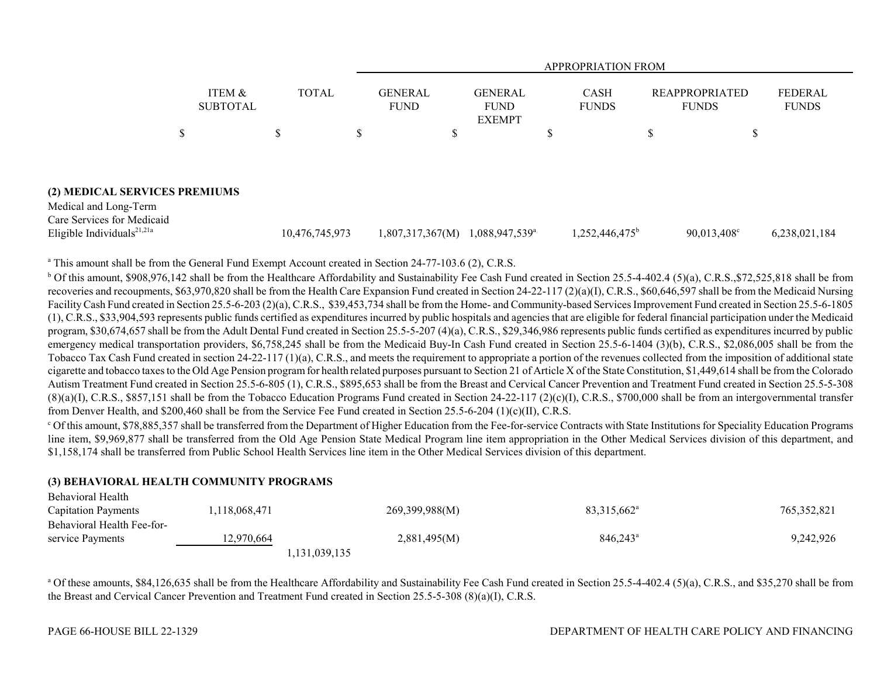| | ITEM & SUBTOTAL | TOTAL | GENERAL FUND | GENERAL FUND EXEMPT | CASH FUNDS | REAPPROPRIATED FUNDS | FEDERAL FUNDS |
|---|---|---|---|---|---|---|---|
| | | | APPROPRIATION FROM | | | | |
| | $ | $ | $ | $ | $ | $ | $ |
| **(2) MEDICAL SERVICES PREMIUMS** | | | | | | | |
| Medical and Long-Term Care Services for Medicaid Eligible Individuals[21,21a] | | 10,476,745,973 | 1,807,317,367(M) | 1,088,947,539[a] | 1,252,446,475[b] | 90,013,408[c] | 6,238,021,184 |

[a] This amount shall be from the General Fund Exempt Account created in Section 24-77-103.6 (2), C.R.S.

[b] Of this amount, $908,976,142 shall be from the Healthcare Affordability and Sustainability Fee Cash Fund created in Section 25.5-4-402.4 (5)(a), C.R.S.,$72,525,818 shall be from recoveries and recoupments, $63,970,820 shall be from the Health Care Expansion Fund created in Section 24-22-117 (2)(a)(I), C.R.S., $60,646,597 shall be from the Medicaid Nursing Facility Cash Fund created in Section 25.5-6-203 (2)(a), C.R.S., $39,453,734 shall be from the Home- and Community-based Services Improvement Fund created in Section 25.5-6-1805 (1), C.R.S., $33,904,593 represents public funds certified as expenditures incurred by public hospitals and agencies that are eligible for federal financial participation under the Medicaid program, $30,674,657 shall be from the Adult Dental Fund created in Section 25.5-5-207 (4)(a), C.R.S., $29,346,986 represents public funds certified as expenditures incurred by public emergency medical transportation providers, $6,758,245 shall be from the Medicaid Buy-In Cash Fund created in Section 25.5-6-1404 (3)(b), C.R.S., $2,086,005 shall be from the Tobacco Tax Cash Fund created in section 24-22-117 (1)(a), C.R.S., and meets the requirement to appropriate a portion of the revenues collected from the imposition of additional state cigarette and tobacco taxes to the Old Age Pension program for health related purposes pursuant to Section 21 of Article X of the State Constitution, $1,449,614 shall be from the Colorado Autism Treatment Fund created in Section 25.5-6-805 (1), C.R.S., $895,653 shall be from the Breast and Cervical Cancer Prevention and Treatment Fund created in Section 25.5-5-308 (8)(a)(I), C.R.S., $857,151 shall be from the Tobacco Education Programs Fund created in Section 24-22-117 (2)(c)(I), C.R.S., $700,000 shall be from an intergovernmental transfer from Denver Health, and $200,460 shall be from the Service Fee Fund created in Section 25.5-6-204 (1)(c)(II), C.R.S.

[c] Of this amount, $78,885,357 shall be transferred from the Department of Higher Education from the Fee-for-service Contracts with State Institutions for Speciality Education Programs line item, $9,969,877 shall be transferred from the Old Age Pension State Medical Program line item appropriation in the Other Medical Services division of this department, and $1,158,174 shall be transferred from Public School Health Services line item in the Other Medical Services division of this department.

| | ITEM & SUBTOTAL | TOTAL | GENERAL FUND | GENERAL FUND EXEMPT | CASH FUNDS | REAPPROPRIATED FUNDS | FEDERAL FUNDS |
|---|---|---|---|---|---|---|---|
| **(3) BEHAVIORAL HEALTH COMMUNITY PROGRAMS** | | | | | | | |
| Behavioral Health Capitation Payments | 1,118,068,471 | | 269,399,988(M) | | 83,315,662[a] | | 765,352,821 |
| Behavioral Health Fee-for-service Payments | 12,970,664 | | 2,881,495(M) | | 846,243[a] | | 9,242,926 |
| | | 1,131,039,135 | | | | | |

[a] Of these amounts, $84,126,635 shall be from the Healthcare Affordability and Sustainability Fee Cash Fund created in Section 25.5-4-402.4 (5)(a), C.R.S., and $35,270 shall be from the Breast and Cervical Cancer Prevention and Treatment Fund created in Section 25.5-5-308 (8)(a)(I), C.R.S.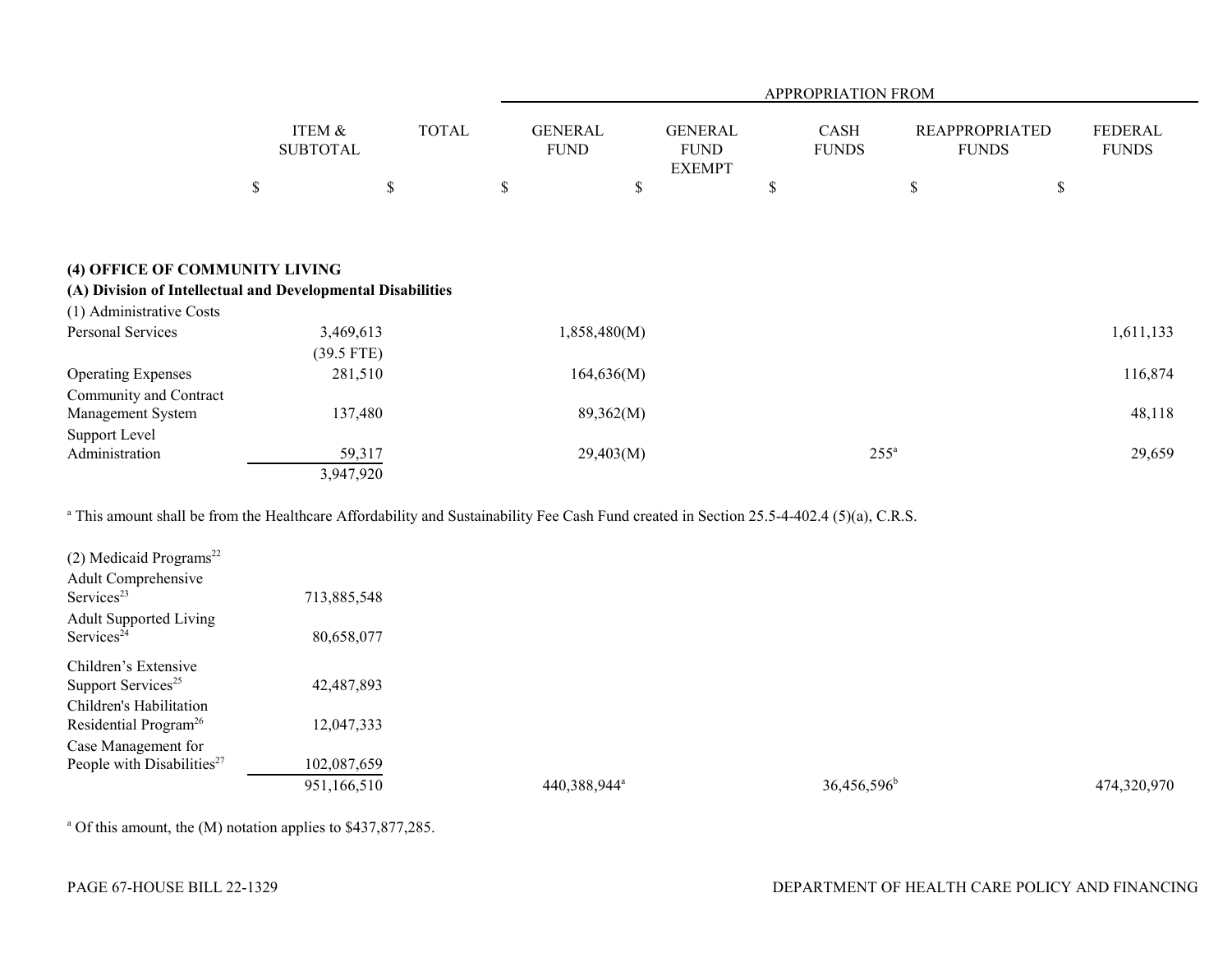| | ITEM & SUBTOTAL | TOTAL | APPROPRIATION FROM GENERAL FUND | GENERAL FUND EXEMPT | CASH FUNDS | REAPPROPRIATED FUNDS | FEDERAL FUNDS |
|---|---|---|---|---|---|---|---|
| | $ | $ | $ | $ | $ | $ | $ |
| **(4) OFFICE OF COMMUNITY LIVING** | | | | | | | |
| **(A) Division of Intellectual and Developmental Disabilities** | | | | | | | |
| (1) Administrative Costs | | | | | | | |
| Personal Services | 3,469,613 (39.5 FTE) | | 1,858,480(M) | | | | 1,611,133 |
| Operating Expenses | 281,510 | | 164,636(M) | | | | 116,874 |
| Community and Contract Management System | 137,480 | | 89,362(M) | | | | 48,118 |
| Support Level Administration | 59,317 | | 29,403(M) | | 255[a] | | 29,659 |
| | 3,947,920 | | | | | | |

[a] This amount shall be from the Healthcare Affordability and Sustainability Fee Cash Fund created in Section 25.5-4-402.4 (5)(a), C.R.S.

| | ITEM & SUBTOTAL | TOTAL | GENERAL FUND | GENERAL FUND EXEMPT | CASH FUNDS | REAPPROPRIATED FUNDS | FEDERAL FUNDS |
|---|---|---|---|---|---|---|---|
| (2) Medicaid Programs[22] | | | | | | | |
| Adult Comprehensive Services[23] | 713,885,548 | | | | | | |
| Adult Supported Living Services[24] | 80,658,077 | | | | | | |
| Children's Extensive Support Services[25] | 42,487,893 | | | | | | |
| Children's Habilitation Residential Program[26] | 12,047,333 | | | | | | |
| Case Management for People with Disabilities[27] | 102,087,659 | | | | | | |
| | 951,166,510 | | 440,388,944[a] | | 36,456,596[b] | | 474,320,970 |

[a] Of this amount, the (M) notation applies to $437,877,285.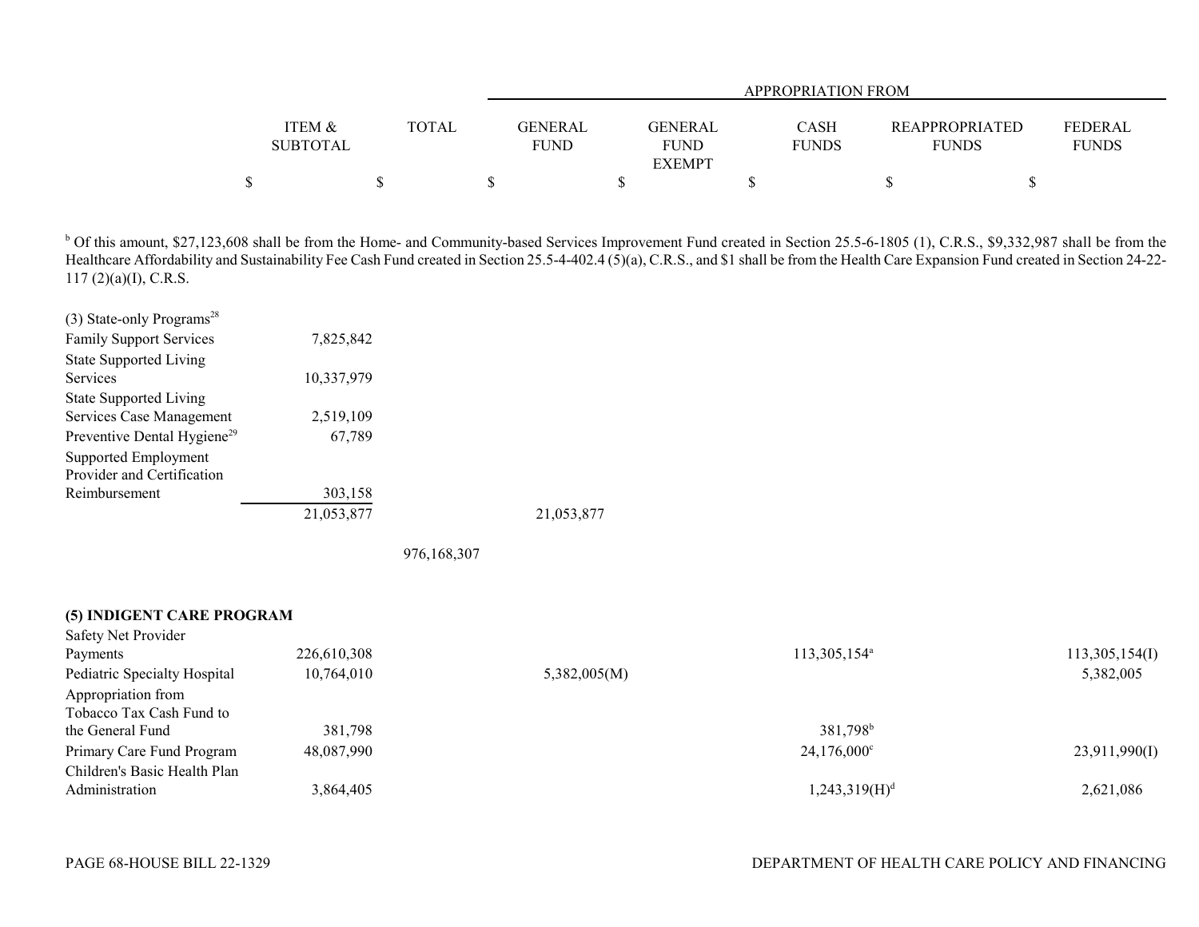| | ITEM & SUBTOTAL | TOTAL | GENERAL FUND | GENERAL FUND EXEMPT | CASH FUNDS | REAPPROPRIATED FUNDS | FEDERAL FUNDS |
|---|---|---|---|---|---|---|---|
| | | | APPROPRIATION FROM | | | | |
| | $ | $ | $ | $ | $ | $ | $ |

[b] Of this amount, $27,123,608 shall be from the Home- and Community-based Services Improvement Fund created in Section 25.5-6-1805 (1), C.R.S., $9,332,987 shall be from the Healthcare Affordability and Sustainability Fee Cash Fund created in Section 25.5-4-402.4 (5)(a), C.R.S., and $1 shall be from the Health Care Expansion Fund created in Section 24-22-117 (2)(a)(I), C.R.S.

| | ITEM & SUBTOTAL | TOTAL | GENERAL FUND | GENERAL FUND EXEMPT | CASH FUNDS | REAPPROPRIATED FUNDS | FEDERAL FUNDS |
|---|---|---|---|---|---|---|---|
| (3) State-only Programs[28] | | | | | | | |
| Family Support Services | 7,825,842 | | | | | | |
| State Supported Living Services | 10,337,979 | | | | | | |
| State Supported Living Services Case Management | 2,519,109 | | | | | | |
| Preventive Dental Hygiene[29] | 67,789 | | | | | | |
| Supported Employment Provider and Certification Reimbursement | 303,158 | | | | | | |
| | 21,053,877 | | 21,053,877 | | | | |
| | | 976,168,307 | | | | | |
| **(5) INDIGENT CARE PROGRAM** | | | | | | | |
| Safety Net Provider Payments | 226,610,308 | | | | 113,305,154[a] | | 113,305,154(I) |
| Pediatric Specialty Hospital | 10,764,010 | | 5,382,005(M) | | | | 5,382,005 |
| Appropriation from Tobacco Tax Cash Fund to the General Fund | 381,798 | | | | 381,798[b] | | |
| Primary Care Fund Program | 48,087,990 | | | | 24,176,000[c] | | 23,911,990(I) |
| Children's Basic Health Plan Administration | 3,864,405 | | | | 1,243,319(H)[d] | | 2,621,086 |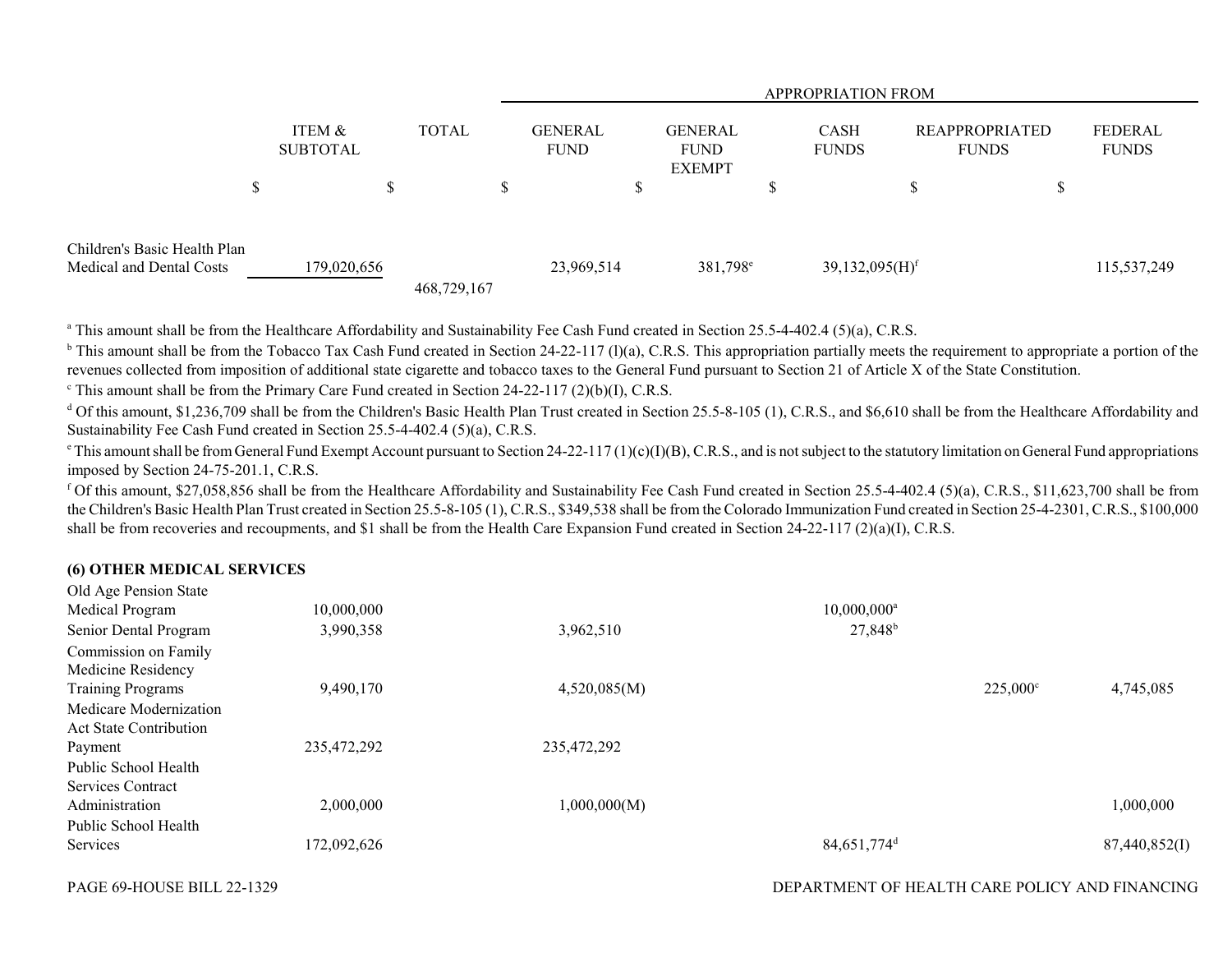| | ITEM & SUBTOTAL | TOTAL | GENERAL FUND | GENERAL FUND EXEMPT | CASH FUNDS | REAPPROPRIATED FUNDS | FEDERAL FUNDS |
|---|---|---|---|---|---|---|---|
| | | | APPROPRIATION FROM | | | | |
| | $ | $ | $ | $ | $ | $ | $ |
| Children's Basic Health Plan Medical and Dental Costs | 179,020,656 | | 23,969,514 | 381,798[e] | 39,132,095(H)[f] | | 115,537,249 |
| | | 468,729,167 | | | | | |

[a] This amount shall be from the Healthcare Affordability and Sustainability Fee Cash Fund created in Section 25.5-4-402.4 (5)(a), C.R.S.

[b] This amount shall be from the Tobacco Tax Cash Fund created in Section 24-22-117 (l)(a), C.R.S. This appropriation partially meets the requirement to appropriate a portion of the revenues collected from imposition of additional state cigarette and tobacco taxes to the General Fund pursuant to Section 21 of Article X of the State Constitution.

[c] This amount shall be from the Primary Care Fund created in Section 24-22-117 (2)(b)(I), C.R.S.

[d] Of this amount, $1,236,709 shall be from the Children's Basic Health Plan Trust created in Section 25.5-8-105 (1), C.R.S., and $6,610 shall be from the Healthcare Affordability and Sustainability Fee Cash Fund created in Section 25.5-4-402.4 (5)(a), C.R.S.

[e] This amount shall be from General Fund Exempt Account pursuant to Section 24-22-117 (1)(c)(I)(B), C.R.S., and is not subject to the statutory limitation on General Fund appropriations imposed by Section 24-75-201.1, C.R.S.

[f] Of this amount, $27,058,856 shall be from the Healthcare Affordability and Sustainability Fee Cash Fund created in Section 25.5-4-402.4 (5)(a), C.R.S., $11,623,700 shall be from the Children's Basic Health Plan Trust created in Section 25.5-8-105 (1), C.R.S., $349,538 shall be from the Colorado Immunization Fund created in Section 25-4-2301, C.R.S., $100,000 shall be from recoveries and recoupments, and $1 shall be from the Health Care Expansion Fund created in Section 24-22-117 (2)(a)(I), C.R.S.

**(6) OTHER MEDICAL SERVICES**

| | ITEM & SUBTOTAL | TOTAL | GENERAL FUND | GENERAL FUND EXEMPT | CASH FUNDS | REAPPROPRIATED FUNDS | FEDERAL FUNDS |
|---|---|---|---|---|---|---|---|
| Old Age Pension State Medical Program | 10,000,000 | | | | 10,000,000[a] | | |
| Senior Dental Program | 3,990,358 | | 3,962,510 | | 27,848[b] | | |
| Commission on Family Medicine Residency Training Programs | 9,490,170 | | 4,520,085(M) | | | 225,000[c] | 4,745,085 |
| Medicare Modernization Act State Contribution Payment | 235,472,292 | | 235,472,292 | | | | |
| Public School Health Services Contract Administration | 2,000,000 | | 1,000,000(M) | | | | 1,000,000 |
| Public School Health Services | 172,092,626 | | | | 84,651,774[d] | | 87,440,852(I) |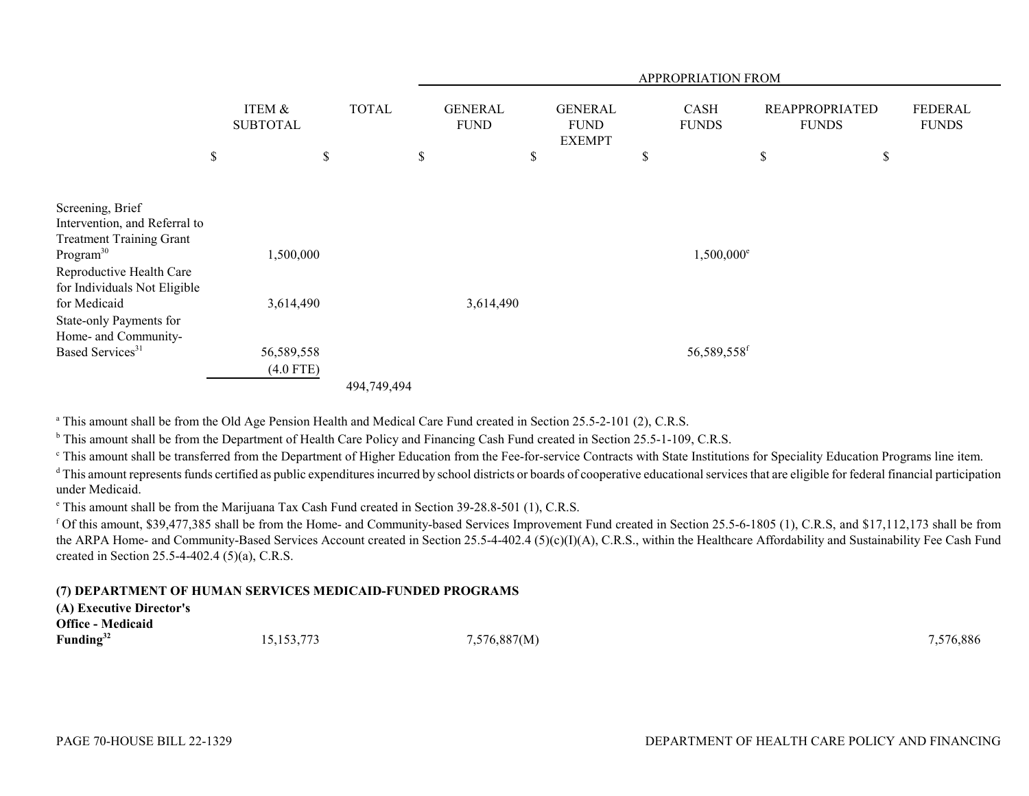| | ITEM & SUBTOTAL | TOTAL | APPROPRIATION FROM GENERAL FUND | GENERAL FUND EXEMPT | CASH FUNDS | REAPPROPRIATED FUNDS | FEDERAL FUNDS |
|---|---|---|---|---|---|---|---|
| | $ | $ | $ | $ | $ | $ | $ |
| Screening, Brief Intervention, and Referral to Treatment Training Grant Program[30] | 1,500,000 | | | | 1,500,000[e] | | |
| Reproductive Health Care for Individuals Not Eligible for Medicaid | 3,614,490 | | 3,614,490 | | | | |
| State-only Payments for Home- and Community-Based Services[31] | 56,589,558 | | | | 56,589,558[f] | | |
| | (4.0 FTE) | | | | | | |
| | | 494,749,494 | | | | | |

[a] This amount shall be from the Old Age Pension Health and Medical Care Fund created in Section 25.5-2-101 (2), C.R.S.

[b] This amount shall be from the Department of Health Care Policy and Financing Cash Fund created in Section 25.5-1-109, C.R.S.

[c] This amount shall be transferred from the Department of Higher Education from the Fee-for-service Contracts with State Institutions for Speciality Education Programs line item.

[d] This amount represents funds certified as public expenditures incurred by school districts or boards of cooperative educational services that are eligible for federal financial participation under Medicaid.

[e] This amount shall be from the Marijuana Tax Cash Fund created in Section 39-28.8-501 (1), C.R.S.

[f] Of this amount, $39,477,385 shall be from the Home- and Community-based Services Improvement Fund created in Section 25.5-6-1805 (1), C.R.S, and $17,112,173 shall be from the ARPA Home- and Community-Based Services Account created in Section 25.5-4-402.4 (5)(c)(I)(A), C.R.S., within the Healthcare Affordability and Sustainability Fee Cash Fund created in Section 25.5-4-402.4 (5)(a), C.R.S.

**(7) DEPARTMENT OF HUMAN SERVICES MEDICAID-FUNDED PROGRAMS**

| | ITEM & SUBTOTAL | TOTAL | GENERAL FUND | GENERAL FUND EXEMPT | CASH FUNDS | REAPPROPRIATED FUNDS | FEDERAL FUNDS |
|---|---|---|---|---|---|---|---|
| **(A) Executive Director's Office - Medicaid Funding[32]** | 15,153,773 | | 7,576,887(M) | | | | 7,576,886 |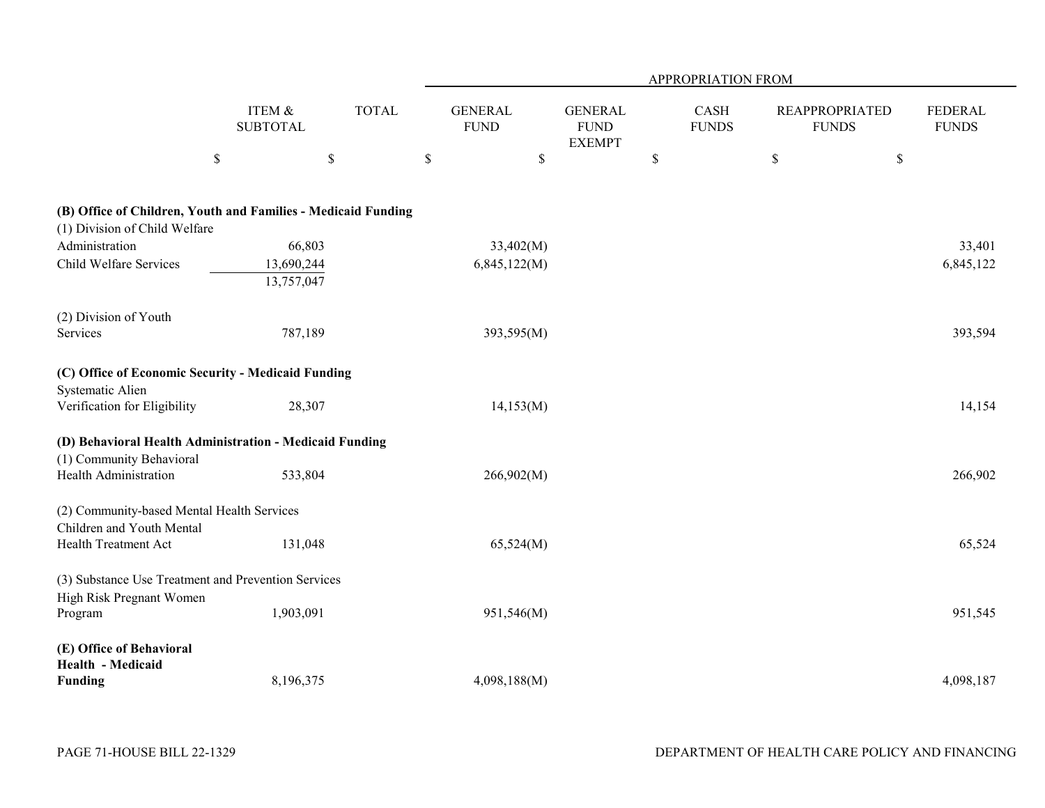| | ITEM & SUBTOTAL | TOTAL | APPROPRIATION FROM GENERAL FUND | GENERAL FUND EXEMPT | CASH FUNDS | REAPPROPRIATED FUNDS | FEDERAL FUNDS |
|---|---|---|---|---|---|---|---|
| | $ | $ | $ | $ | $ | $ | $ |
| **(B) Office of Children, Youth and Families - Medicaid Funding** | | | | | | | |
| (1) Division of Child Welfare | | | | | | | |
| Administration | 66,803 | | 33,402(M) | | | | 33,401 |
| Child Welfare Services | 13,690,244 | | 6,845,122(M) | | | | 6,845,122 |
| | 13,757,047 | | | | | | |
| (2) Division of Youth Services | 787,189 | | 393,595(M) | | | | 393,594 |
| **(C) Office of Economic Security - Medicaid Funding** | | | | | | | |
| Systematic Alien Verification for Eligibility | 28,307 | | 14,153(M) | | | | 14,154 |
| **(D) Behavioral Health Administration - Medicaid Funding** | | | | | | | |
| (1) Community Behavioral Health Administration | 533,804 | | 266,902(M) | | | | 266,902 |
| (2) Community-based Mental Health Services | | | | | | | |
| Children and Youth Mental Health Treatment Act | 131,048 | | 65,524(M) | | | | 65,524 |
| (3) Substance Use Treatment and Prevention Services | | | | | | | |
| High Risk Pregnant Women Program | 1,903,091 | | 951,546(M) | | | | 951,545 |
| **(E) Office of Behavioral Health - Medicaid Funding** | 8,196,375 | | 4,098,188(M) | | | | 4,098,187 |

PAGE 71-HOUSE BILL 22-1329 DEPARTMENT OF HEALTH CARE POLICY AND FINANCING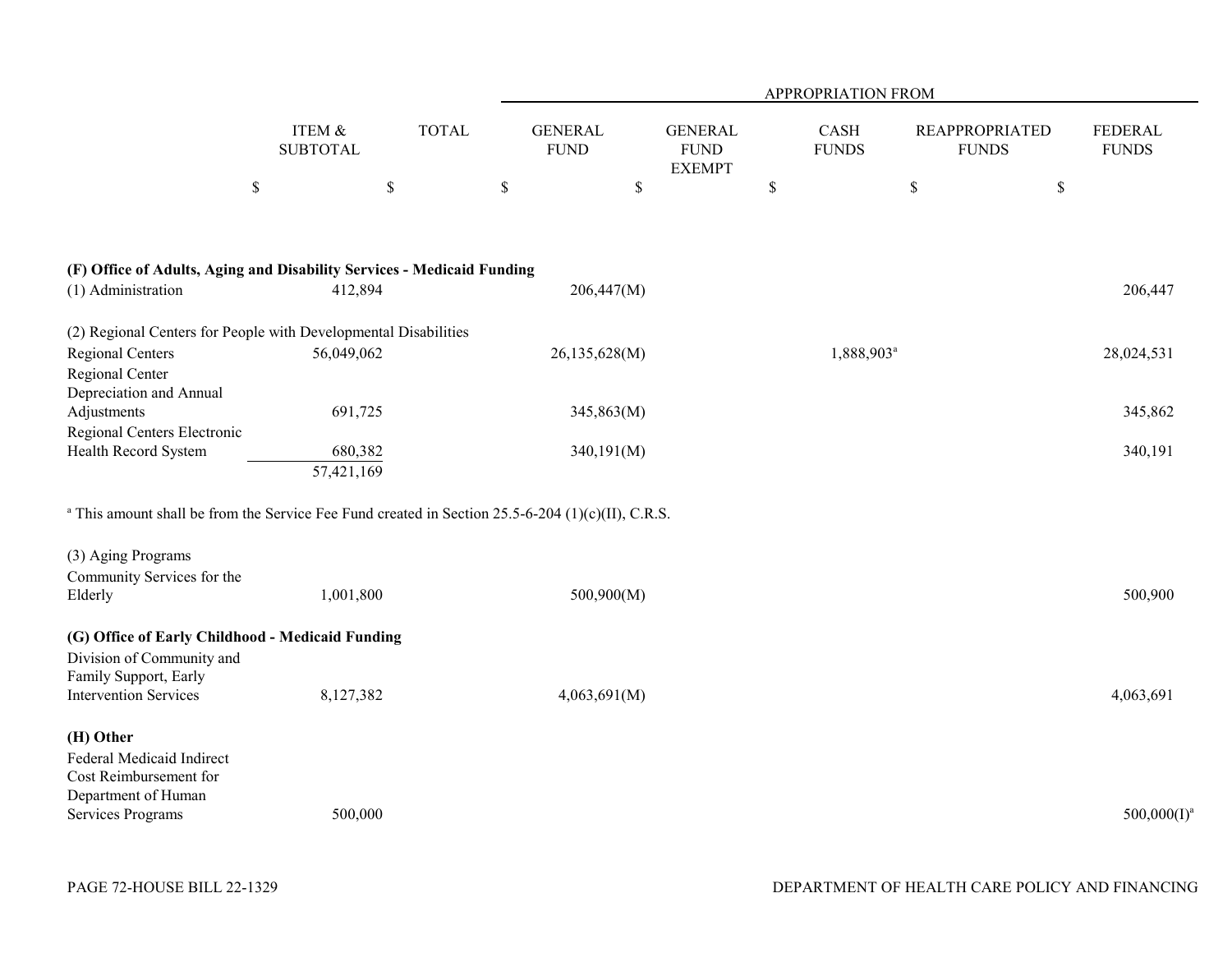| | ITEM & SUBTOTAL | TOTAL | APPROPRIATION FROM | | | | |
|---|---|---|---|---|---|---|---|
| | | | GENERAL FUND | GENERAL FUND EXEMPT | CASH FUNDS | REAPPROPRIATED FUNDS | FEDERAL FUNDS |
| | $ | $ | $ | $ | $ | $ | $ |
| **(F) Office of Adults, Aging and Disability Services - Medicaid Funding** | | | | | | | |
| (1) Administration | 412,894 | | 206,447(M) | | | | 206,447 |
| (2) Regional Centers for People with Developmental Disabilities | | | | | | | |
| Regional Centers | 56,049,062 | | 26,135,628(M) | | 1,888,903[a] | | 28,024,531 |
| Regional Center Depreciation and Annual Adjustments | 691,725 | | 345,863(M) | | | | 345,862 |
| Regional Centers Electronic Health Record System | 680,382 | | 340,191(M) | | | | 340,191 |
| | 57,421,169 | | | | | | |

[a] This amount shall be from the Service Fee Fund created in Section 25.5-6-204 (1)(c)(II), C.R.S.

| | ITEM & SUBTOTAL | TOTAL | GENERAL FUND | GENERAL FUND EXEMPT | CASH FUNDS | REAPPROPRIATED FUNDS | FEDERAL FUNDS |
|---|---|---|---|---|---|---|---|
| (3) Aging Programs | | | | | | | |
| Community Services for the Elderly | 1,001,800 | | 500,900(M) | | | | 500,900 |
| **(G) Office of Early Childhood - Medicaid Funding** | | | | | | | |
| Division of Community and Family Support, Early Intervention Services | 8,127,382 | | 4,063,691(M) | | | | 4,063,691 |
| **(H) Other** | | | | | | | |
| Federal Medicaid Indirect Cost Reimbursement for Department of Human Services Programs | 500,000 | | | | | | 500,000(I)[a] |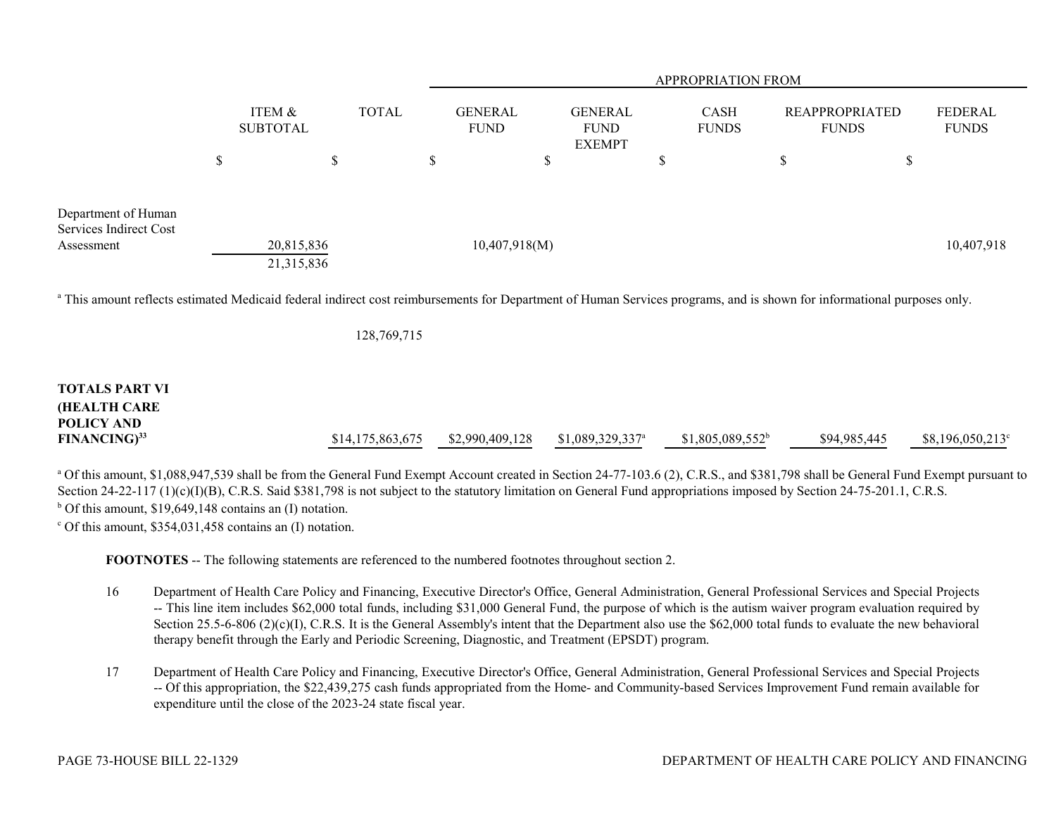| | ITEM & SUBTOTAL | TOTAL | APPROPRIATION FROM GENERAL FUND | GENERAL FUND EXEMPT | CASH FUNDS | REAPPROPRIATED FUNDS | FEDERAL FUNDS |
|---|---|---|---|---|---|---|---|
| | $ | $ | $ | $ | $ | $ | $ |
| Department of Human Services Indirect Cost Assessment | 20,815,836 | | 10,407,918(M) | | | | 10,407,918 |
| | 21,315,836 | | | | | | |

[a] This amount reflects estimated Medicaid federal indirect cost reimbursements for Department of Human Services programs, and is shown for informational purposes only.

| | ITEM & SUBTOTAL | TOTAL | GENERAL FUND | GENERAL FUND EXEMPT | CASH FUNDS | REAPPROPRIATED FUNDS | FEDERAL FUNDS |
|---|---|---|---|---|---|---|---|
| | | 128,769,715 | | | | | |
| **TOTALS PART VI (HEALTH CARE POLICY AND FINANCING)[33]** | | $14,175,863,675 | $2,990,409,128 | $1,089,329,337[a] | $1,805,089,552[b] | $94,985,445 | $8,196,050,213[c] |

[a] Of this amount, $1,088,947,539 shall be from the General Fund Exempt Account created in Section 24-77-103.6 (2), C.R.S., and $381,798 shall be General Fund Exempt pursuant to Section 24-22-117 (1)(c)(I)(B), C.R.S. Said $381,798 is not subject to the statutory limitation on General Fund appropriations imposed by Section 24-75-201.1, C.R.S.

[b] Of this amount, $19,649,148 contains an (I) notation.

[c] Of this amount, $354,031,458 contains an (I) notation.

**FOOTNOTES** -- The following statements are referenced to the numbered footnotes throughout section 2.

16 Department of Health Care Policy and Financing, Executive Director's Office, General Administration, General Professional Services and Special Projects -- This line item includes $62,000 total funds, including $31,000 General Fund, the purpose of which is the autism waiver program evaluation required by Section 25.5-6-806 (2)(c)(I), C.R.S. It is the General Assembly's intent that the Department also use the $62,000 total funds to evaluate the new behavioral therapy benefit through the Early and Periodic Screening, Diagnostic, and Treatment (EPSDT) program.

17 Department of Health Care Policy and Financing, Executive Director's Office, General Administration, General Professional Services and Special Projects -- Of this appropriation, the $22,439,275 cash funds appropriated from the Home- and Community-based Services Improvement Fund remain available for expenditure until the close of the 2023-24 state fiscal year.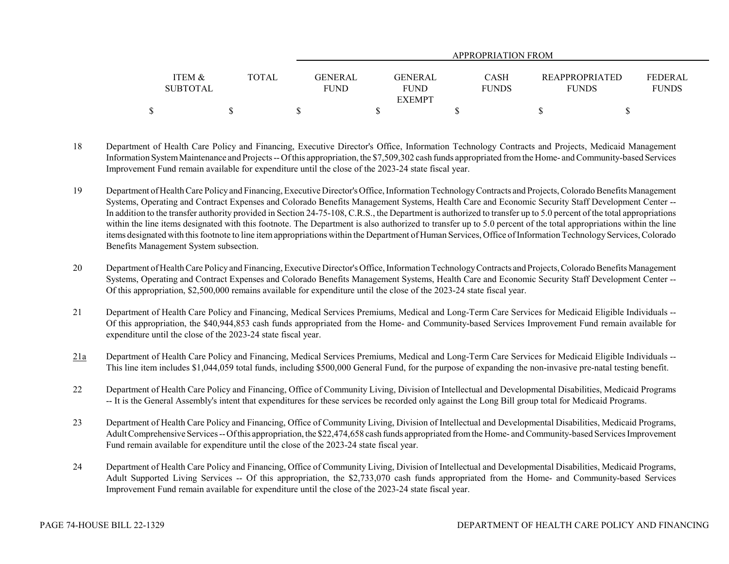| | ITEM & SUBTOTAL | TOTAL | APPROPRIATION FROM | | | | |
|---|---|---|---|---|---|---|---|
| | | | GENERAL FUND | GENERAL FUND EXEMPT | CASH FUNDS | REAPPROPRIATED FUNDS | FEDERAL FUNDS |
| | $ | $ | $ | $ | $ | $ | $ |

18 Department of Health Care Policy and Financing, Executive Director's Office, Information Technology Contracts and Projects, Medicaid Management Information System Maintenance and Projects -- Of this appropriation, the $7,509,302 cash funds appropriated from the Home- and Community-based Services Improvement Fund remain available for expenditure until the close of the 2023-24 state fiscal year.

19 Department of Health Care Policy and Financing, Executive Director's Office, Information Technology Contracts and Projects, Colorado Benefits Management Systems, Operating and Contract Expenses and Colorado Benefits Management Systems, Health Care and Economic Security Staff Development Center -- In addition to the transfer authority provided in Section 24-75-108, C.R.S., the Department is authorized to transfer up to 5.0 percent of the total appropriations within the line items designated with this footnote. The Department is also authorized to transfer up to 5.0 percent of the total appropriations within the line items designated with this footnote to line item appropriations within the Department of Human Services, Office of Information Technology Services, Colorado Benefits Management System subsection.

20 Department of Health Care Policy and Financing, Executive Director's Office, Information Technology Contracts and Projects, Colorado Benefits Management Systems, Operating and Contract Expenses and Colorado Benefits Management Systems, Health Care and Economic Security Staff Development Center -- Of this appropriation, $2,500,000 remains available for expenditure until the close of the 2023-24 state fiscal year.

21 Department of Health Care Policy and Financing, Medical Services Premiums, Medical and Long-Term Care Services for Medicaid Eligible Individuals -- Of this appropriation, the $40,944,853 cash funds appropriated from the Home- and Community-based Services Improvement Fund remain available for expenditure until the close of the 2023-24 state fiscal year.

21a Department of Health Care Policy and Financing, Medical Services Premiums, Medical and Long-Term Care Services for Medicaid Eligible Individuals -- This line item includes $1,044,059 total funds, including $500,000 General Fund, for the purpose of expanding the non-invasive pre-natal testing benefit.

22 Department of Health Care Policy and Financing, Office of Community Living, Division of Intellectual and Developmental Disabilities, Medicaid Programs -- It is the General Assembly's intent that expenditures for these services be recorded only against the Long Bill group total for Medicaid Programs.

23 Department of Health Care Policy and Financing, Office of Community Living, Division of Intellectual and Developmental Disabilities, Medicaid Programs, Adult Comprehensive Services -- Of this appropriation, the $22,474,658 cash funds appropriated from the Home- and Community-based Services Improvement Fund remain available for expenditure until the close of the 2023-24 state fiscal year.

24 Department of Health Care Policy and Financing, Office of Community Living, Division of Intellectual and Developmental Disabilities, Medicaid Programs, Adult Supported Living Services -- Of this appropriation, the $2,733,070 cash funds appropriated from the Home- and Community-based Services Improvement Fund remain available for expenditure until the close of the 2023-24 state fiscal year.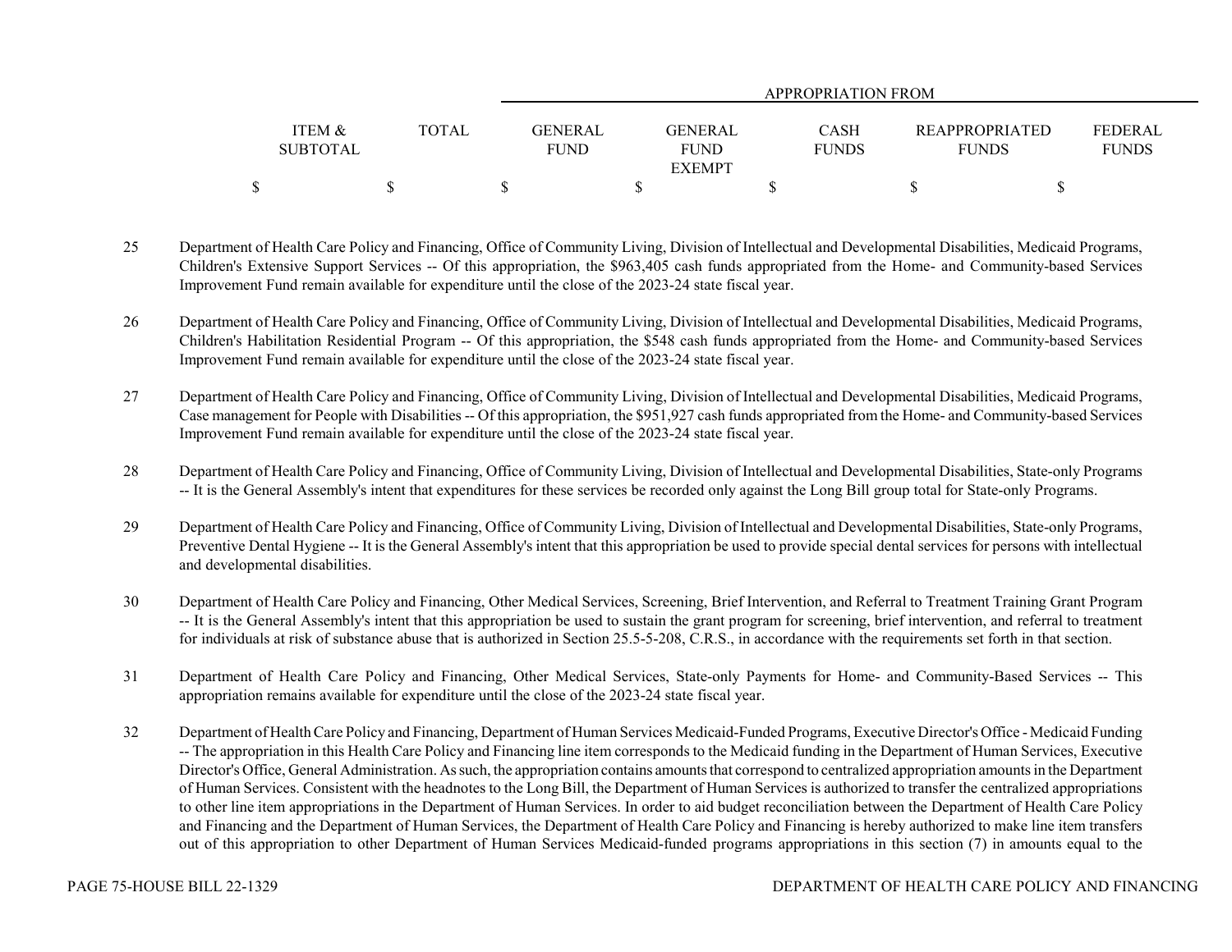| ITEM & SUBTOTAL | TOTAL | APPROPRIATION FROM GENERAL FUND | GENERAL FUND EXEMPT | CASH FUNDS | REAPPROPRIATED FUNDS | FEDERAL FUNDS |
|---|---|---|---|---|---|---|
| $ | $ | $ | $ | $ | $ | $ |

25 Department of Health Care Policy and Financing, Office of Community Living, Division of Intellectual and Developmental Disabilities, Medicaid Programs, Children's Extensive Support Services -- Of this appropriation, the $963,405 cash funds appropriated from the Home- and Community-based Services Improvement Fund remain available for expenditure until the close of the 2023-24 state fiscal year.

26 Department of Health Care Policy and Financing, Office of Community Living, Division of Intellectual and Developmental Disabilities, Medicaid Programs, Children's Habilitation Residential Program -- Of this appropriation, the $548 cash funds appropriated from the Home- and Community-based Services Improvement Fund remain available for expenditure until the close of the 2023-24 state fiscal year.

27 Department of Health Care Policy and Financing, Office of Community Living, Division of Intellectual and Developmental Disabilities, Medicaid Programs, Case management for People with Disabilities -- Of this appropriation, the $951,927 cash funds appropriated from the Home- and Community-based Services Improvement Fund remain available for expenditure until the close of the 2023-24 state fiscal year.

28 Department of Health Care Policy and Financing, Office of Community Living, Division of Intellectual and Developmental Disabilities, State-only Programs -- It is the General Assembly's intent that expenditures for these services be recorded only against the Long Bill group total for State-only Programs.

29 Department of Health Care Policy and Financing, Office of Community Living, Division of Intellectual and Developmental Disabilities, State-only Programs, Preventive Dental Hygiene -- It is the General Assembly's intent that this appropriation be used to provide special dental services for persons with intellectual and developmental disabilities.

30 Department of Health Care Policy and Financing, Other Medical Services, Screening, Brief Intervention, and Referral to Treatment Training Grant Program -- It is the General Assembly's intent that this appropriation be used to sustain the grant program for screening, brief intervention, and referral to treatment for individuals at risk of substance abuse that is authorized in Section 25.5-5-208, C.R.S., in accordance with the requirements set forth in that section.

31 Department of Health Care Policy and Financing, Other Medical Services, State-only Payments for Home- and Community-Based Services -- This appropriation remains available for expenditure until the close of the 2023-24 state fiscal year.

32 Department of Health Care Policy and Financing, Department of Human Services Medicaid-Funded Programs, Executive Director's Office - Medicaid Funding -- The appropriation in this Health Care Policy and Financing line item corresponds to the Medicaid funding in the Department of Human Services, Executive Director's Office, General Administration. As such, the appropriation contains amounts that correspond to centralized appropriation amounts in the Department of Human Services. Consistent with the headnotes to the Long Bill, the Department of Human Services is authorized to transfer the centralized appropriations to other line item appropriations in the Department of Human Services. In order to aid budget reconciliation between the Department of Health Care Policy and Financing and the Department of Human Services, the Department of Health Care Policy and Financing is hereby authorized to make line item transfers out of this appropriation to other Department of Human Services Medicaid-funded programs appropriations in this section (7) in amounts equal to the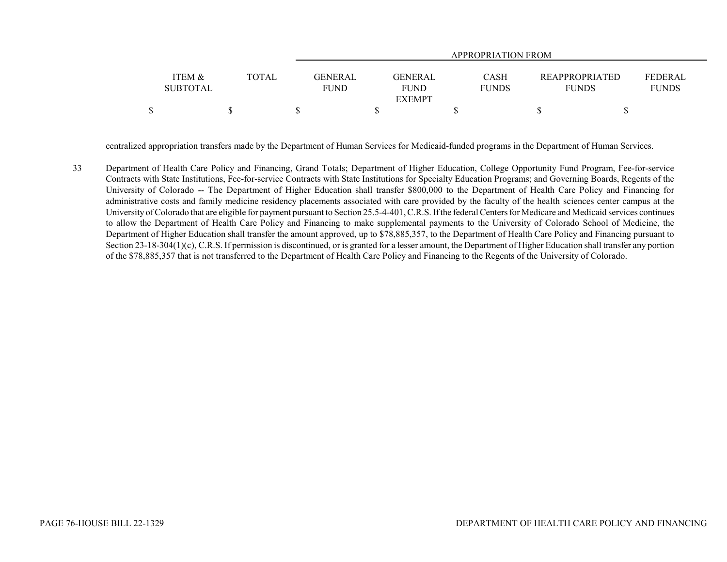| ITEM & SUBTOTAL | TOTAL | GENERAL FUND | GENERAL FUND EXEMPT | CASH FUNDS | REAPPROPRIATED FUNDS | FEDERAL FUNDS |
|---|---|---|---|---|---|---|
| | | APPROPRIATION FROM | | | | |
| $ | $ | $ | $ | $ | $ | $ |

centralized appropriation transfers made by the Department of Human Services for Medicaid-funded programs in the Department of Human Services.

33 Department of Health Care Policy and Financing, Grand Totals; Department of Higher Education, College Opportunity Fund Program, Fee-for-service Contracts with State Institutions, Fee-for-service Contracts with State Institutions for Specialty Education Programs; and Governing Boards, Regents of the University of Colorado -- The Department of Higher Education shall transfer $800,000 to the Department of Health Care Policy and Financing for administrative costs and family medicine residency placements associated with care provided by the faculty of the health sciences center campus at the University of Colorado that are eligible for payment pursuant to Section 25.5-4-401, C.R.S. If the federal Centers for Medicare and Medicaid services continues to allow the Department of Health Care Policy and Financing to make supplemental payments to the University of Colorado School of Medicine, the Department of Higher Education shall transfer the amount approved, up to $78,885,357, to the Department of Health Care Policy and Financing pursuant to Section 23-18-304(1)(c), C.R.S. If permission is discontinued, or is granted for a lesser amount, the Department of Higher Education shall transfer any portion of the $78,885,357 that is not transferred to the Department of Health Care Policy and Financing to the Regents of the University of Colorado.